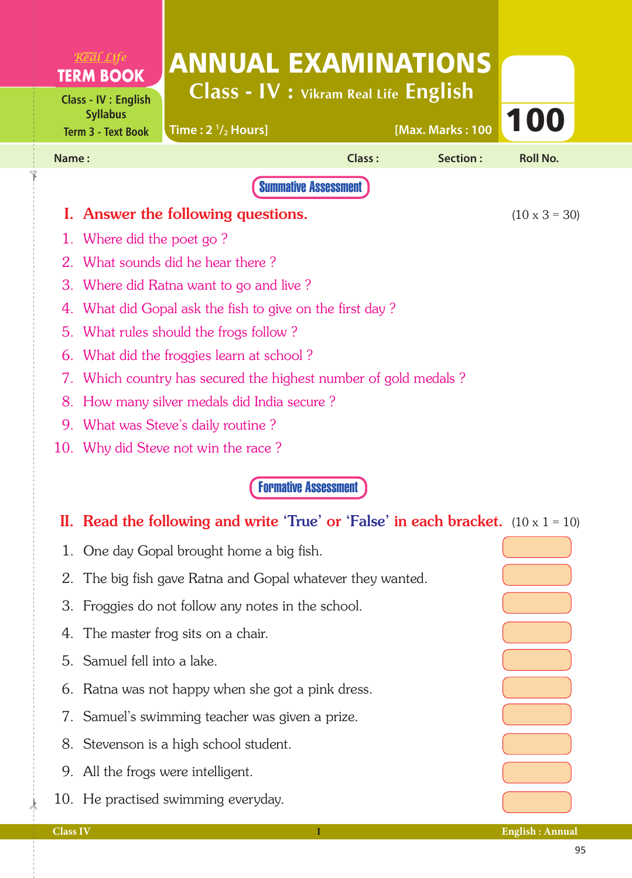Real Life **TERM BOOK**

Class - IV : English Syllabus
Term 3 - Text Book

# ANNUAL EXAMINATIONS

## Class - IV : Vikram Real Life English

Time : 2 $^{1}/_{2}$ Hours] [Max. Marks : 100

**100**

Name : Class : Section : Roll No.

**Summative Assessment**

## I. Answer the following questions. (10 x 3 = 30)

1. Where did the poet go ?
2. What sounds did he hear there ?
3. Where did Ratna want to go and live ?
4. What did Gopal ask the fish to give on the first day ?
5. What rules should the frogs follow ?
6. What did the froggies learn at school ?
7. Which country has secured the highest number of gold medals ?
8. How many silver medals did India secure ?
9. What was Steve's daily routine ?
10. Why did Steve not win the race ?

**Formative Assessment**

## II. Read the following and write 'True' or 'False' in each bracket. (10 x 1 = 10)

1. One day Gopal brought home a big fish.
2. The big fish gave Ratna and Gopal whatever they wanted.
3. Froggies do not follow any notes in the school.
4. The master frog sits on a chair.
5. Samuel fell into a lake.
6. Ratna was not happy when she got a pink dress.
7. Samuel's swimming teacher was given a prize.
8. Stevenson is a high school student.
9. All the frogs were intelligent.
10. He practised swimming everyday.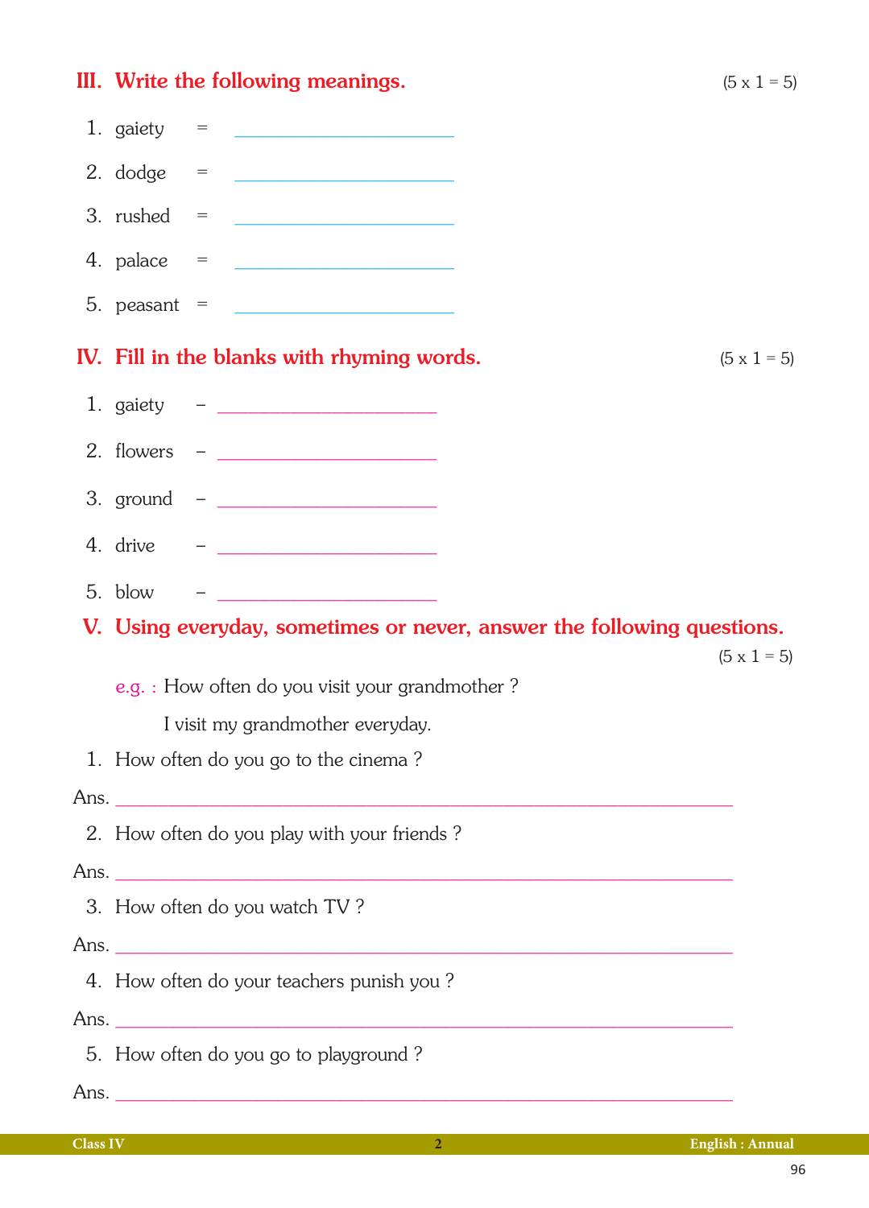## III. Write the following meanings. (5 x 1 = 5)

1. gaiety = ____________________
2. dodge = ____________________
3. rushed = ____________________
4. palace = ____________________
5. peasant = ____________________

## IV. Fill in the blanks with rhyming words. (5 x 1 = 5)

1. gaiety – ____________________
2. flowers – ____________________
3. ground – ____________________
4. drive – ____________________
5. blow – ____________________

## V. Using everyday, sometimes or never, answer the following questions. (5 x 1 = 5)

e.g. : How often do you visit your grandmother ?

I visit my grandmother everyday.

1. How often do you go to the cinema ?

Ans. ________________________________________________

2. How often do you play with your friends ?

Ans. ________________________________________________

3. How often do you watch TV ?

Ans. ________________________________________________

4. How often do your teachers punish you ?

Ans. ________________________________________________

5. How often do you go to playground ?

Ans. ________________________________________________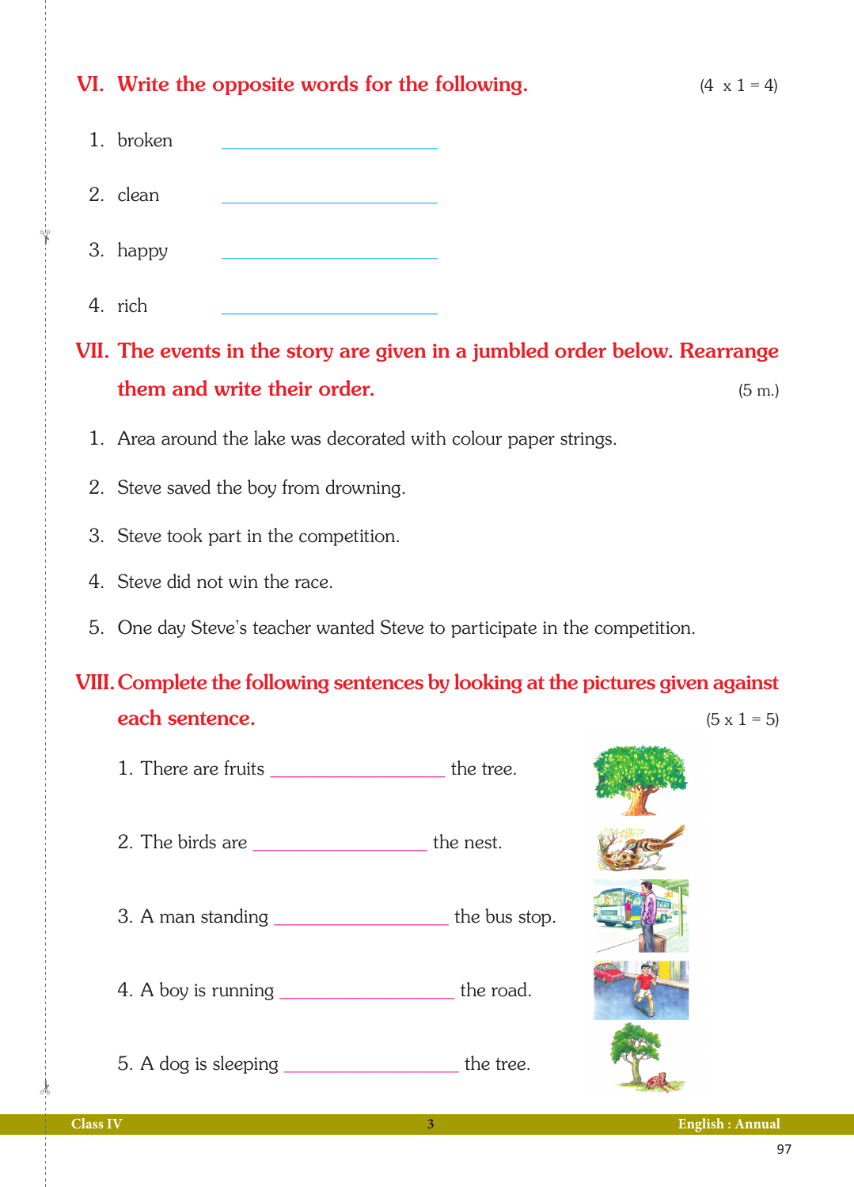## VI. Write the opposite words for the following. (4 x 1 = 4)

1. broken ____________________
2. clean ____________________
3. happy ____________________
4. rich ____________________

## VII. The events in the story are given in a jumbled order below. Rearrange them and write their order. (5 m.)

1. Area around the lake was decorated with colour paper strings.
2. Steve saved the boy from drowning.
3. Steve took part in the competition.
4. Steve did not win the race.
5. One day Steve's teacher wanted Steve to participate in the competition.

## VIII. Complete the following sentences by looking at the pictures given against each sentence. (5 x 1 = 5)

1. There are fruits ________________ the tree.
2. The birds are ________________ the nest.
3. A man standing ________________ the bus stop.
4. A boy is running ________________ the road.
5. A dog is sleeping ________________ the tree.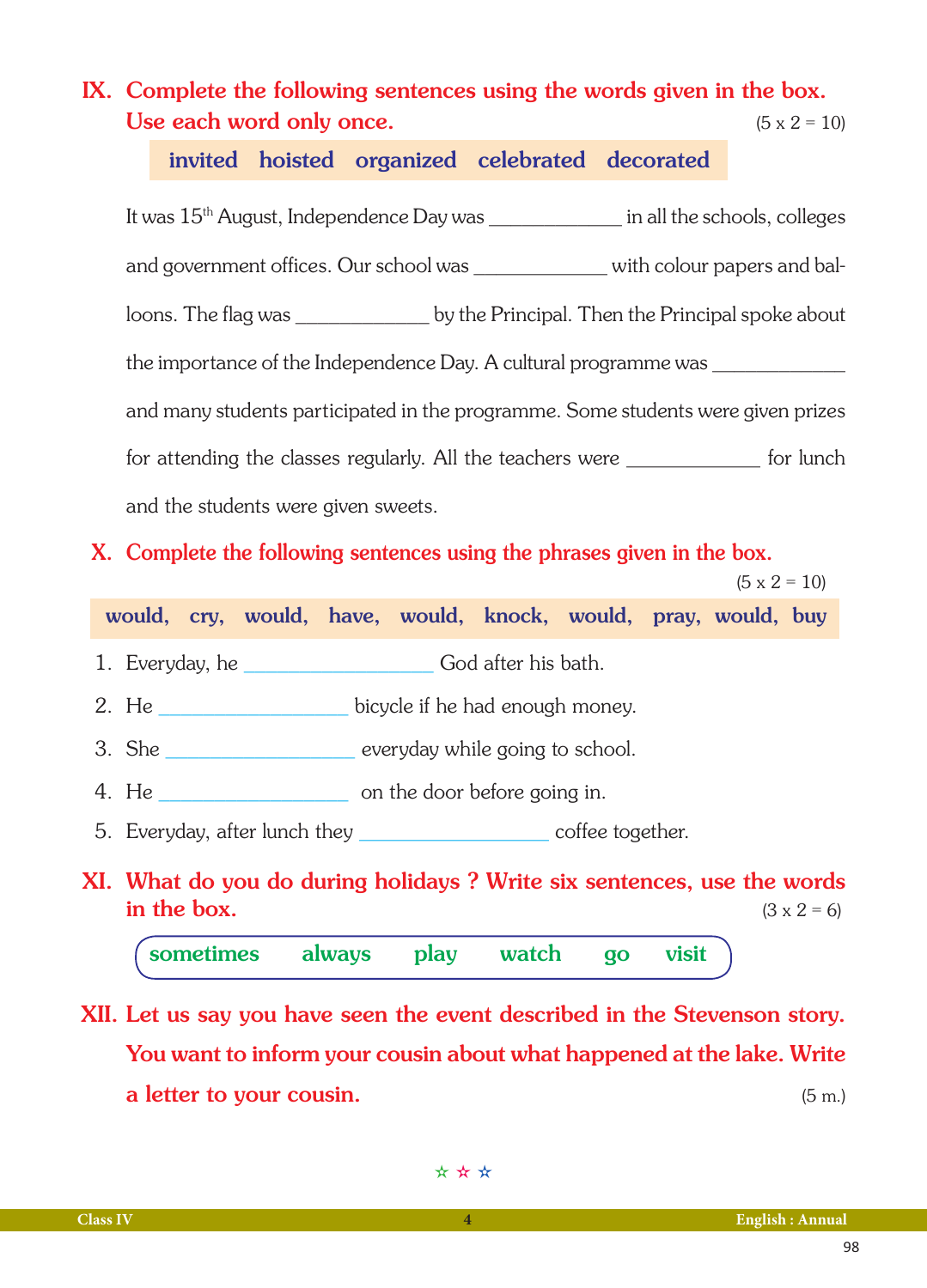## IX. Complete the following sentences using the words given in the box. Use each word only once.

(5 x 2 = 10)

**invited hoisted organized celebrated decorated**

It was 15th August, Independence Day was ____________ in all the schools, colleges and government offices. Our school was ____________ with colour papers and balloons. The flag was ____________ by the Principal. Then the Principal spoke about the importance of the Independence Day. A cultural programme was ____________ and many students participated in the programme. Some students were given prizes for attending the classes regularly. All the teachers were ____________ for lunch and the students were given sweets.

## X. Complete the following sentences using the phrases given in the box.

(5 x 2 = 10)

**would, cry, would, have, would, knock, would, pray, would, buy**

1. Everyday, he ________________ God after his bath.
2. He ________________ bicycle if he had enough money.
3. She ________________ everyday while going to school.
4. He ________________ on the door before going in.
5. Everyday, after lunch they ________________ coffee together.

## XI. What do you do during holidays ? Write six sentences, use the words in the box.

(3 x 2 = 6)

**sometimes always play watch go visit**

## XII. Let us say you have seen the event described in the Stevenson story. You want to inform your cousin about what happened at the lake. Write a letter to your cousin.

(5 m.)

☆ ☆ ☆